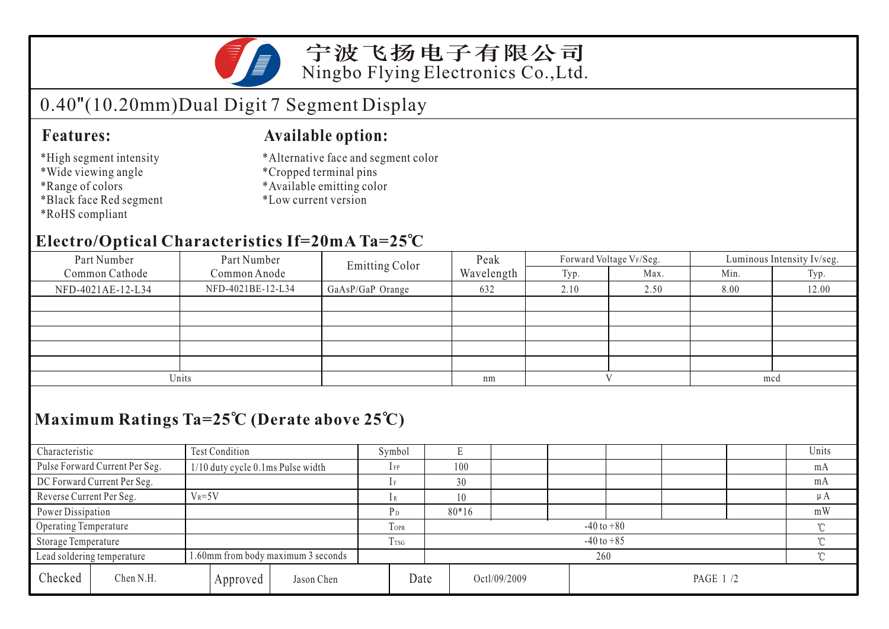# 宁波飞扬电子有限公司
Ningbo Flying Electronics Co.,Ltd.

## 0.40"(10.20mm)Dual Digit 7 Segment Display

### Features:

*High segment intensity
*Wide viewing angle
*Range of colors
*Black face Red segment
*RoHS compliant

### Available option:

*Alternative face and segment color
*Cropped terminal pins
*Available emitting color
*Low current version

### Electro/Optical Characteristics If=20mA Ta=25℃

| Part Number Common Cathode | Part Number Common Anode | Emitting Color | Peak Wavelength | Forward Voltage $V_F$/Seg. | | Luminous Intensity Iv/seg. | |
|---|---|---|---|---|---|---|---|
| | | | | Typ. | Max. | Min. | Typ. |
| NFD-4021AE-12-L34 | NFD-4021BE-12-L34 | GaAsP/GaP Orange | 632 | 2.10 | 2.50 | 8.00 | 12.00 |
| | | | | | | | |
| | | | | | | | |
| | | | | | | | |
| | | | | | | | |
| | | | | | | | |
| Units | | | nm | V | | mcd | |

### Maximum Ratings Ta=25℃ (Derate above 25℃)

| Characteristic | Test Condition | Symbol | E | | | | | | Units |
|---|---|---|---|---|---|---|---|---|---|
| Pulse Forward Current Per Seg. | 1/10 duty cycle 0.1ms Pulse width | $I_{FP}$ | 100 | | | | | | mA |
| DC Forward Current Per Seg. | | $I_F$ | 30 | | | | | | mA |
| Reverse Current Per Seg. | $V_R$=5V | $I_R$ | 10 | | | | | | μA |
| Power Dissipation | | $P_D$ | 80*16 | | | | | | mW |
| Operating Temperature | | $T_{OPR}$ | -40 to +80 | | | | | | ℃ |
| Storage Temperature | | $T_{TSG}$ | -40 to +85 | | | | | | ℃ |
| Lead soldering temperature | 1.60mm from body maximum 3 seconds | | 260 | | | | | | ℃ |

| Checked | Chen N.H. | Approved | Jason Chen | Date | Octl/09/2009 | PAGE 1 /2 |
|---|---|---|---|---|---|---|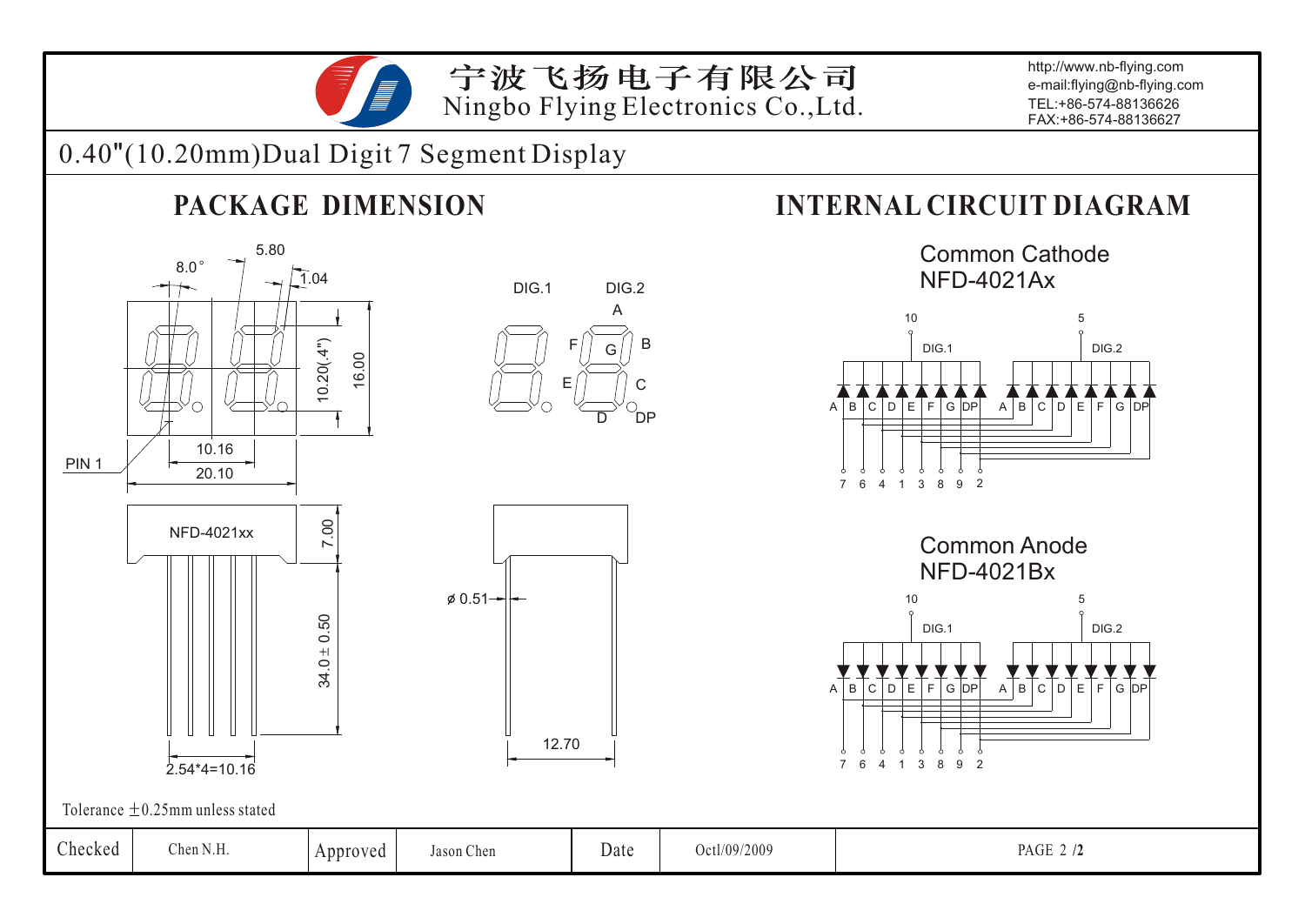宁波飞扬电子有限公司
Ningbo Flying Electronics Co.,Ltd.

http://www.nb-flying.com
e-mail:flying@nb-flying.com
TEL:+86-574-88136626
FAX:+86-574-88136627

# 0.40"(10.20mm)Dual Digit 7 Segment Display

## PACKAGE DIMENSION

5.80
8.0°
1.04
10.20(.4")
16.00
PIN 1
10.16
20.10

DIG.1 DIG.2
A
F B
G
E C
D DP

NFD-4021xx
7.00
34.0±0.50
2.54*4=10.16
ø 0.51
12.70

Tolerance ±0.25mm unless stated

## INTERNAL CIRCUIT DIAGRAM

Common Cathode
NFD-4021Ax

10 5
DIG.1 DIG.2
A B C D E F G DP A B C D E F G DP
7 6 4 1 3 8 9 2

Common Anode
NFD-4021Bx

10 5
DIG.1 DIG.2
A B C D E F G DP A B C D E F G DP
7 6 4 1 3 8 9 2

| Checked | Chen N.H. | Approved | Jason Chen | Date | Octl/09/2009 | PAGE 2 /2 |
|---|---|---|---|---|---|---|